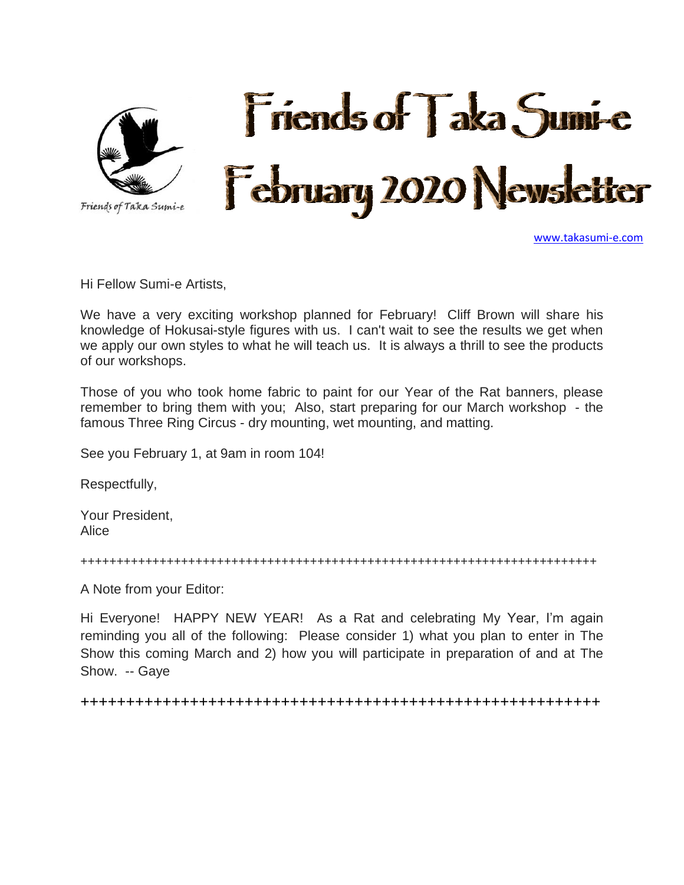Friends of Taka Sumi-e

# Friends of Taka Sumi-e
# February 2020 Newsletter

www.takasumi-e.com

Hi Fellow Sumi-e Artists,

We have a very exciting workshop planned for February! Cliff Brown will share his knowledge of Hokusai-style figures with us. I can't wait to see the results we get when we apply our own styles to what he will teach us. It is always a thrill to see the products of our workshops.

Those of you who took home fabric to paint for our Year of the Rat banners, please remember to bring them with you; Also, start preparing for our March workshop - the famous Three Ring Circus - dry mounting, wet mounting, and matting.

See you February 1, at 9am in room 104!

Respectfully,

Your President,
Alice

++++++++++++++++++++++++++++++++++++++++++++++++++++++++++++++++++++++++++++

A Note from your Editor:

Hi Everyone! HAPPY NEW YEAR! As a Rat and celebrating My Year, I'm again reminding you all of the following: Please consider 1) what you plan to enter in The Show this coming March and 2) how you will participate in preparation of and at The Show. -- Gaye

+++++++++++++++++++++++++++++++++++++++++++++++++++++++++++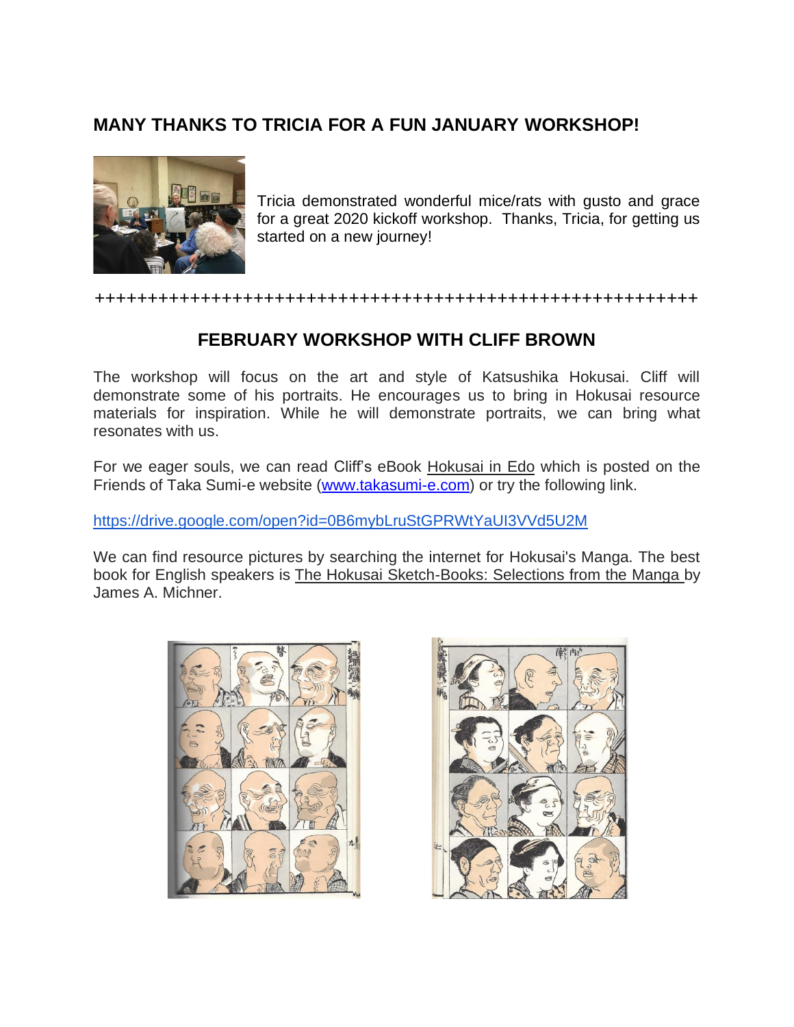## MANY THANKS TO TRICIA FOR A FUN JANUARY WORKSHOP!

Tricia demonstrated wonderful mice/rats with gusto and grace for a great 2020 kickoff workshop. Thanks, Tricia, for getting us started on a new journey!

++++++++++++++++++++++++++++++++++++++++++++++++++++++++++

## FEBRUARY WORKSHOP WITH CLIFF BROWN

The workshop will focus on the art and style of Katsushika Hokusai. Cliff will demonstrate some of his portraits. He encourages us to bring in Hokusai resource materials for inspiration. While he will demonstrate portraits, we can bring what resonates with us.

For we eager souls, we can read Cliff's eBook Hokusai in Edo which is posted on the Friends of Taka Sumi-e website (www.takasumi-e.com) or try the following link.

https://drive.google.com/open?id=0B6mybLruStGPRWtYaUI3VVd5U2M

We can find resource pictures by searching the internet for Hokusai's Manga. The best book for English speakers is The Hokusai Sketch-Books: Selections from the Manga by James A. Michner.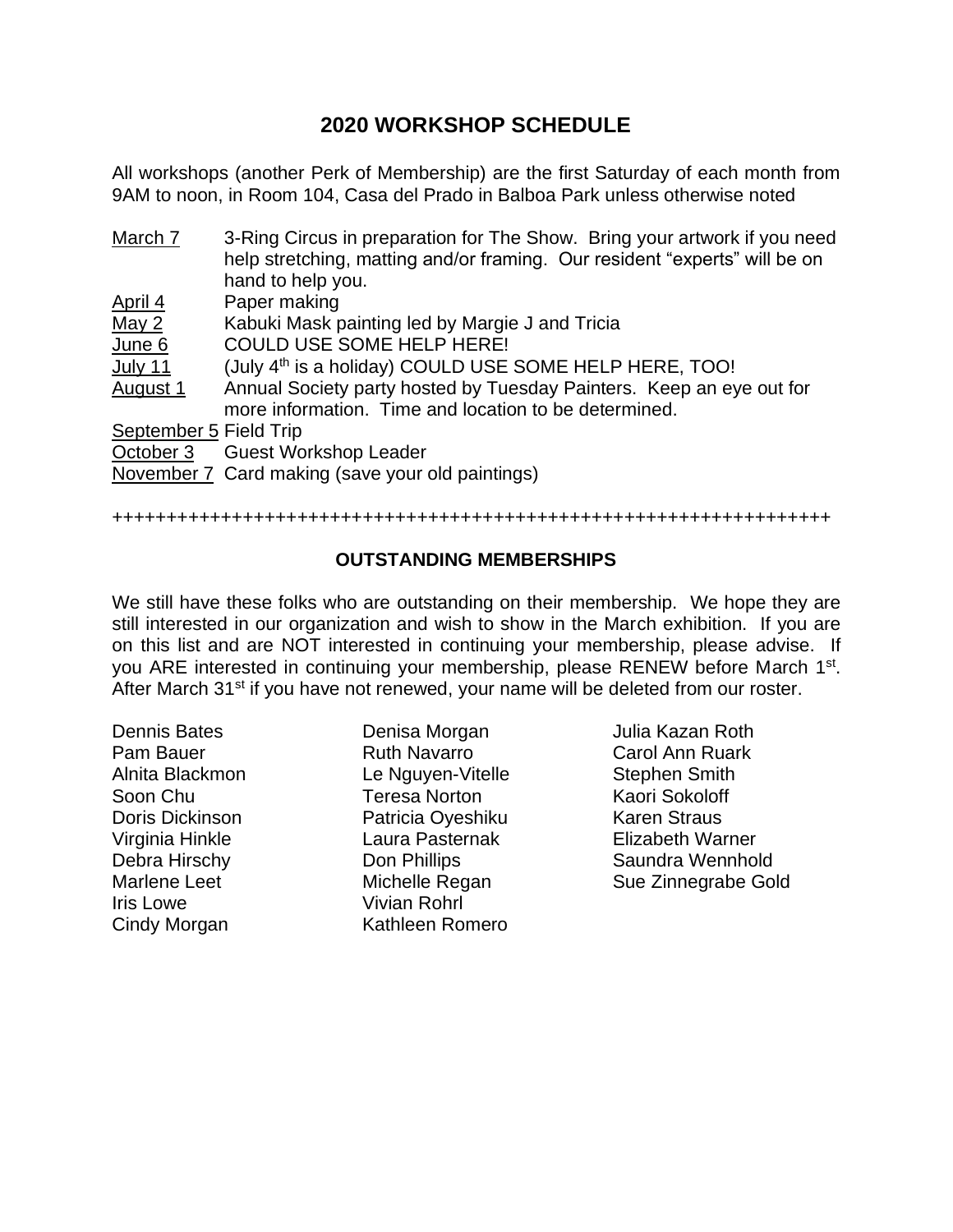## 2020 WORKSHOP SCHEDULE

All workshops (another Perk of Membership) are the first Saturday of each month from 9AM to noon, in Room 104, Casa del Prado in Balboa Park unless otherwise noted

- March 7 — 3-Ring Circus in preparation for The Show. Bring your artwork if you need help stretching, matting and/or framing. Our resident "experts" will be on hand to help you.
- April 4 — Paper making
- May 2 — Kabuki Mask painting led by Margie J and Tricia
- June 6 — COULD USE SOME HELP HERE!
- July 11 — (July 4th is a holiday) COULD USE SOME HELP HERE, TOO!
- August 1 — Annual Society party hosted by Tuesday Painters. Keep an eye out for more information. Time and location to be determined.
- September 5 — Field Trip
- October 3 — Guest Workshop Leader
- November 7 — Card making (save your old paintings)

+++++++++++++++++++++++++++++++++++++++++++++++++++++++++++++++++++++

### OUTSTANDING MEMBERSHIPS

We still have these folks who are outstanding on their membership. We hope they are still interested in our organization and wish to show in the March exhibition. If you are on this list and are NOT interested in continuing your membership, please advise. If you ARE interested in continuing your membership, please RENEW before March 1st. After March 31st if you have not renewed, your name will be deleted from our roster.

Dennis Bates
Pam Bauer
Alnita Blackmon
Soon Chu
Doris Dickinson
Virginia Hinkle
Debra Hirschy
Marlene Leet
Iris Lowe
Cindy Morgan
Denisa Morgan
Ruth Navarro
Le Nguyen-Vitelle
Teresa Norton
Patricia Oyeshiku
Laura Pasternak
Don Phillips
Michelle Regan
Vivian Rohrl
Kathleen Romero
Julia Kazan Roth
Carol Ann Ruark
Stephen Smith
Kaori Sokoloff
Karen Straus
Elizabeth Warner
Saundra Wennhold
Sue Zinnegrabe Gold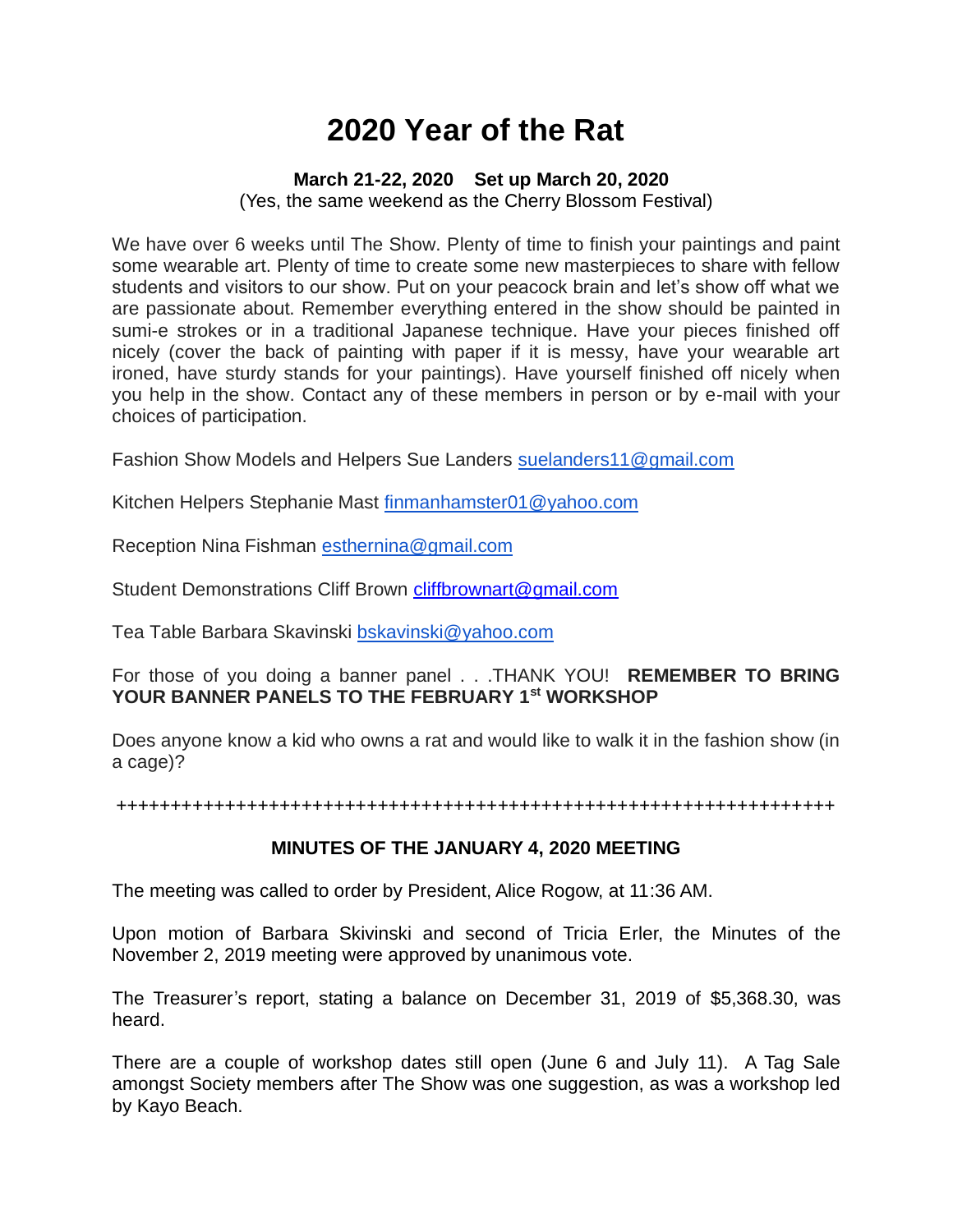# 2020 Year of the Rat

**March 21-22, 2020 Set up March 20, 2020**
(Yes, the same weekend as the Cherry Blossom Festival)

We have over 6 weeks until The Show. Plenty of time to finish your paintings and paint some wearable art. Plenty of time to create some new masterpieces to share with fellow students and visitors to our show. Put on your peacock brain and let's show off what we are passionate about. Remember everything entered in the show should be painted in sumi-e strokes or in a traditional Japanese technique. Have your pieces finished off nicely (cover the back of painting with paper if it is messy, have your wearable art ironed, have sturdy stands for your paintings). Have yourself finished off nicely when you help in the show. Contact any of these members in person or by e-mail with your choices of participation.

Fashion Show Models and Helpers Sue Landers suelanders11@gmail.com

Kitchen Helpers Stephanie Mast finmanhamster01@yahoo.com

Reception Nina Fishman esthernina@gmail.com

Student Demonstrations Cliff Brown cliffbrownart@gmail.com

Tea Table Barbara Skavinski bskavinski@yahoo.com

For those of you doing a banner panel . . .THANK YOU! **REMEMBER TO BRING YOUR BANNER PANELS TO THE FEBRUARY 1st WORKSHOP**

Does anyone know a kid who owns a rat and would like to walk it in the fashion show (in a cage)?

++++++++++++++++++++++++++++++++++++++++++++++++++++++++++++++++++++

**MINUTES OF THE JANUARY 4, 2020 MEETING**

The meeting was called to order by President, Alice Rogow, at 11:36 AM.

Upon motion of Barbara Skivinski and second of Tricia Erler, the Minutes of the November 2, 2019 meeting were approved by unanimous vote.

The Treasurer's report, stating a balance on December 31, 2019 of $5,368.30, was heard.

There are a couple of workshop dates still open (June 6 and July 11). A Tag Sale amongst Society members after The Show was one suggestion, as was a workshop led by Kayo Beach.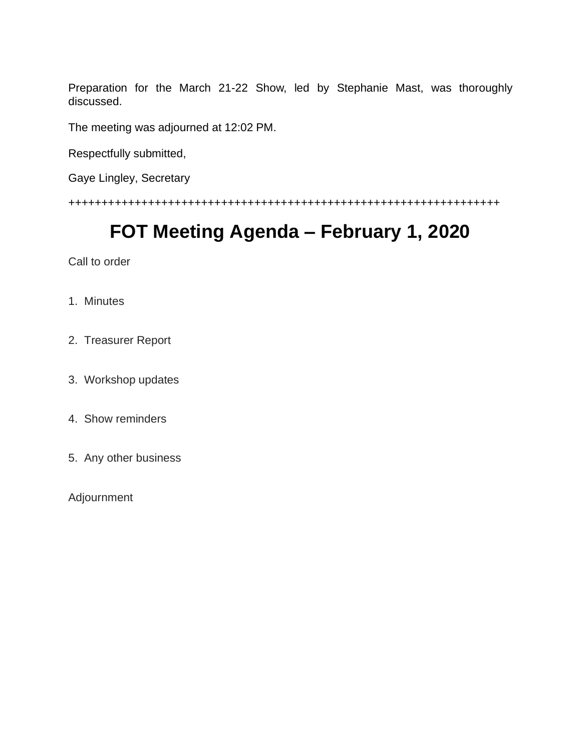Preparation for the March 21-22 Show, led by Stephanie Mast, was thoroughly discussed.

The meeting was adjourned at 12:02 PM.

Respectfully submitted,

Gaye Lingley, Secretary

++++++++++++++++++++++++++++++++++++++++++++++++++++++++++++++++++++

# FOT Meeting Agenda – February 1, 2020

Call to order

1. Minutes

2. Treasurer Report

3. Workshop updates

4. Show reminders

5. Any other business

Adjournment